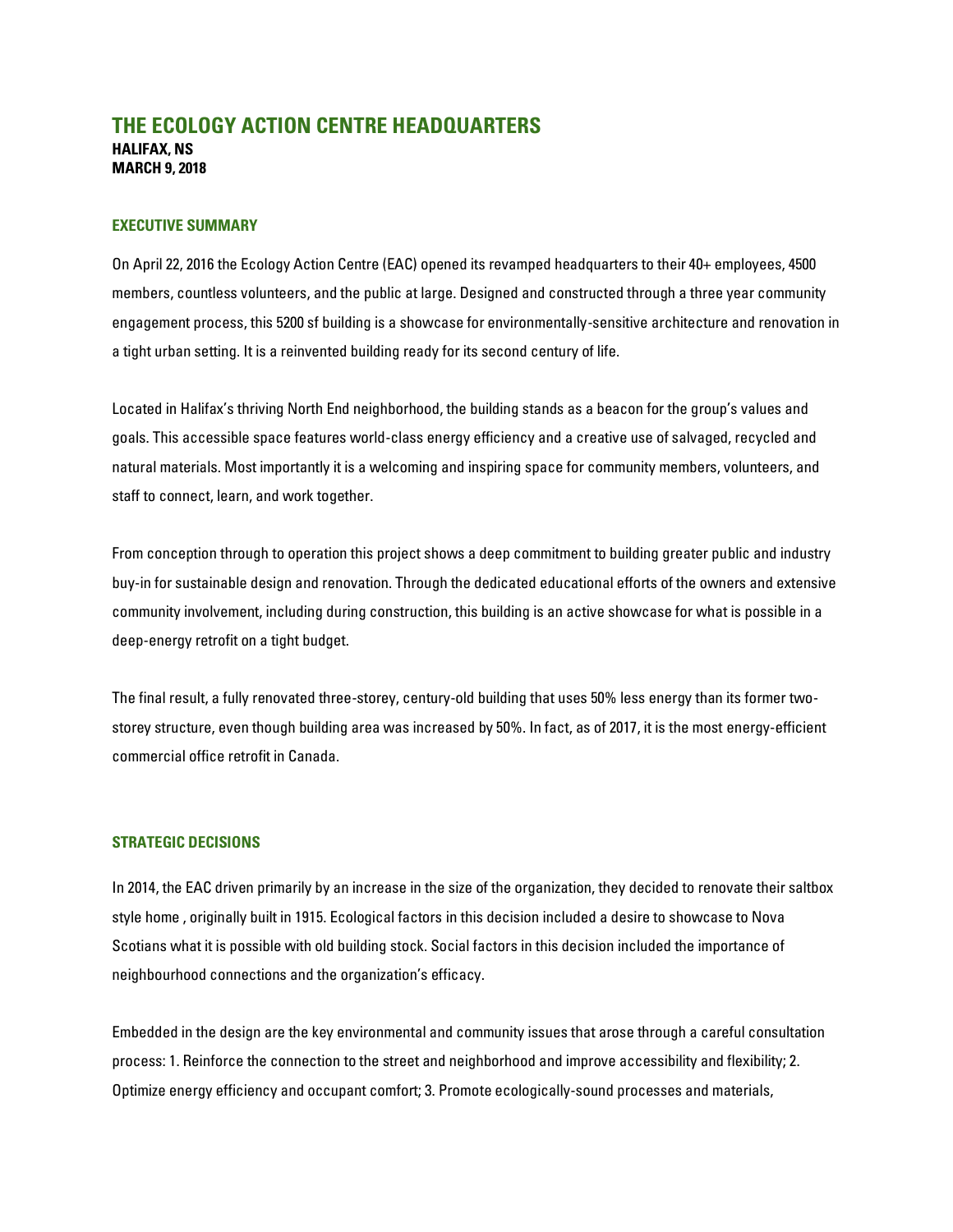# THE ECOLOGY ACTION CENTRE HEADQUARTERS

**HALIFAX, NS**
**MARCH 9, 2018**

## EXECUTIVE SUMMARY

On April 22, 2016 the Ecology Action Centre (EAC) opened its revamped headquarters to their 40+ employees, 4500 members, countless volunteers, and the public at large. Designed and constructed through a three year community engagement process, this 5200 sf building is a showcase for environmentally-sensitive architecture and renovation in a tight urban setting. It is a reinvented building ready for its second century of life.

Located in Halifax's thriving North End neighborhood, the building stands as a beacon for the group's values and goals. This accessible space features world-class energy efficiency and a creative use of salvaged, recycled and natural materials. Most importantly it is a welcoming and inspiring space for community members, volunteers, and staff to connect, learn, and work together.

From conception through to operation this project shows a deep commitment to building greater public and industry buy-in for sustainable design and renovation. Through the dedicated educational efforts of the owners and extensive community involvement, including during construction, this building is an active showcase for what is possible in a deep-energy retrofit on a tight budget.

The final result, a fully renovated three-storey, century-old building that uses 50% less energy than its former two-storey structure, even though building area was increased by 50%. In fact, as of 2017, it is the most energy-efficient commercial office retrofit in Canada.

## STRATEGIC DECISIONS

In 2014, the EAC driven primarily by an increase in the size of the organization, they decided to renovate their saltbox style home , originally built in 1915. Ecological factors in this decision included a desire to showcase to Nova Scotians what it is possible with old building stock. Social factors in this decision included the importance of neighbourhood connections and the organization's efficacy.

Embedded in the design are the key environmental and community issues that arose through a careful consultation process: 1. Reinforce the connection to the street and neighborhood and improve accessibility and flexibility; 2. Optimize energy efficiency and occupant comfort; 3. Promote ecologically-sound processes and materials,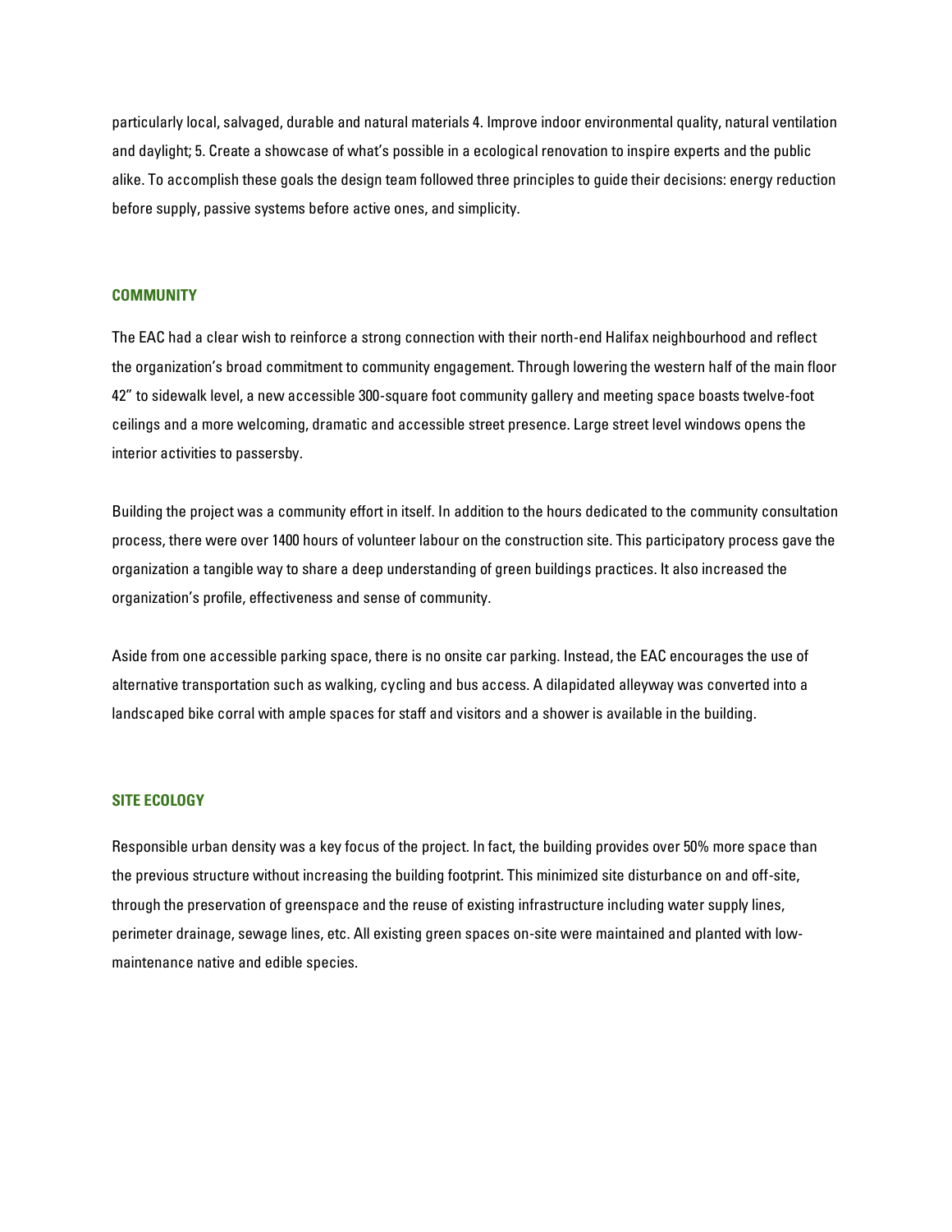particularly local, salvaged, durable and natural materials 4. Improve indoor environmental quality, natural ventilation and daylight; 5. Create a showcase of what's possible in a ecological renovation to inspire experts and the public alike. To accomplish these goals the design team followed three principles to guide their decisions: energy reduction before supply, passive systems before active ones, and simplicity.

## COMMUNITY

The EAC had a clear wish to reinforce a strong connection with their north-end Halifax neighbourhood and reflect the organization's broad commitment to community engagement. Through lowering the western half of the main floor 42" to sidewalk level, a new accessible 300-square foot community gallery and meeting space boasts twelve-foot ceilings and a more welcoming, dramatic and accessible street presence. Large street level windows opens the interior activities to passersby.

Building the project was a community effort in itself. In addition to the hours dedicated to the community consultation process, there were over 1400 hours of volunteer labour on the construction site. This participatory process gave the organization a tangible way to share a deep understanding of green buildings practices. It also increased the organization's profile, effectiveness and sense of community.

Aside from one accessible parking space, there is no onsite car parking. Instead, the EAC encourages the use of alternative transportation such as walking, cycling and bus access. A dilapidated alleyway was converted into a landscaped bike corral with ample spaces for staff and visitors and a shower is available in the building.

## SITE ECOLOGY

Responsible urban density was a key focus of the project. In fact, the building provides over 50% more space than the previous structure without increasing the building footprint. This minimized site disturbance on and off-site, through the preservation of greenspace and the reuse of existing infrastructure including water supply lines, perimeter drainage, sewage lines, etc. All existing green spaces on-site were maintained and planted with low-maintenance native and edible species.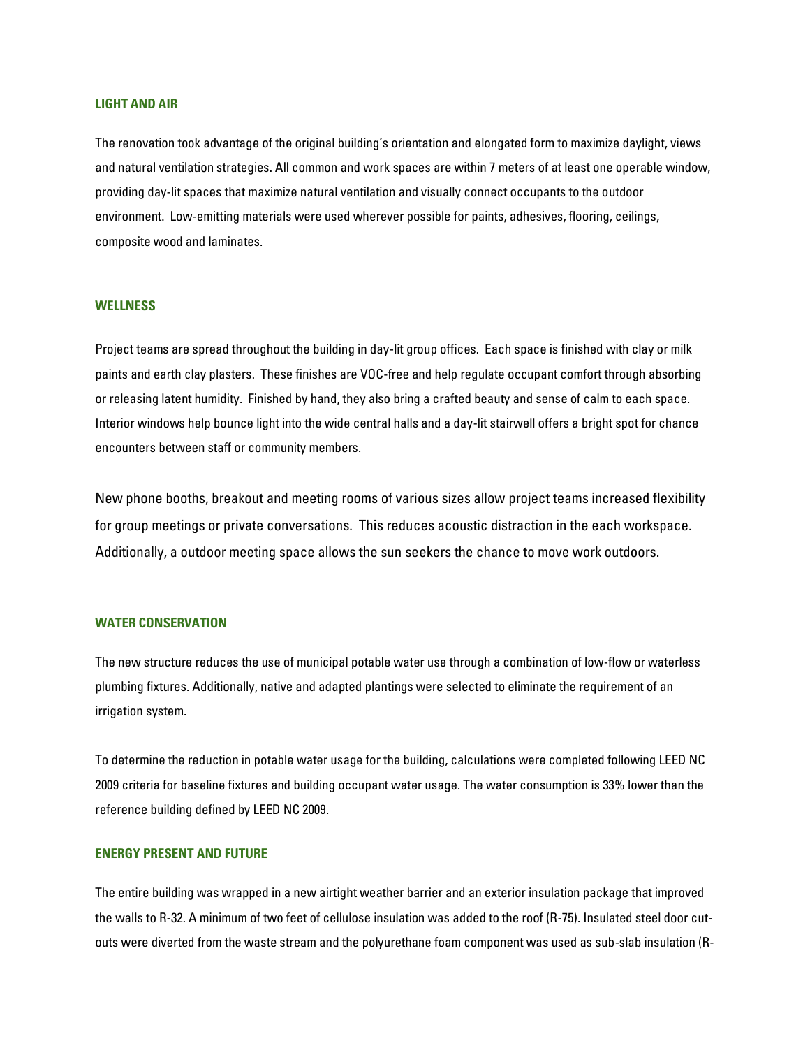## LIGHT AND AIR

The renovation took advantage of the original building's orientation and elongated form to maximize daylight, views and natural ventilation strategies. All common and work spaces are within 7 meters of at least one operable window, providing day-lit spaces that maximize natural ventilation and visually connect occupants to the outdoor environment. Low-emitting materials were used wherever possible for paints, adhesives, flooring, ceilings, composite wood and laminates.

## WELLNESS

Project teams are spread throughout the building in day-lit group offices. Each space is finished with clay or milk paints and earth clay plasters. These finishes are VOC-free and help regulate occupant comfort through absorbing or releasing latent humidity. Finished by hand, they also bring a crafted beauty and sense of calm to each space. Interior windows help bounce light into the wide central halls and a day-lit stairwell offers a bright spot for chance encounters between staff or community members.

New phone booths, breakout and meeting rooms of various sizes allow project teams increased flexibility for group meetings or private conversations. This reduces acoustic distraction in the each workspace. Additionally, a outdoor meeting space allows the sun seekers the chance to move work outdoors.

## WATER CONSERVATION

The new structure reduces the use of municipal potable water use through a combination of low-flow or waterless plumbing fixtures. Additionally, native and adapted plantings were selected to eliminate the requirement of an irrigation system.

To determine the reduction in potable water usage for the building, calculations were completed following LEED NC 2009 criteria for baseline fixtures and building occupant water usage. The water consumption is 33% lower than the reference building defined by LEED NC 2009.

## ENERGY PRESENT AND FUTURE

The entire building was wrapped in a new airtight weather barrier and an exterior insulation package that improved the walls to R-32. A minimum of two feet of cellulose insulation was added to the roof (R-75). Insulated steel door cut-outs were diverted from the waste stream and the polyurethane foam component was used as sub-slab insulation (R-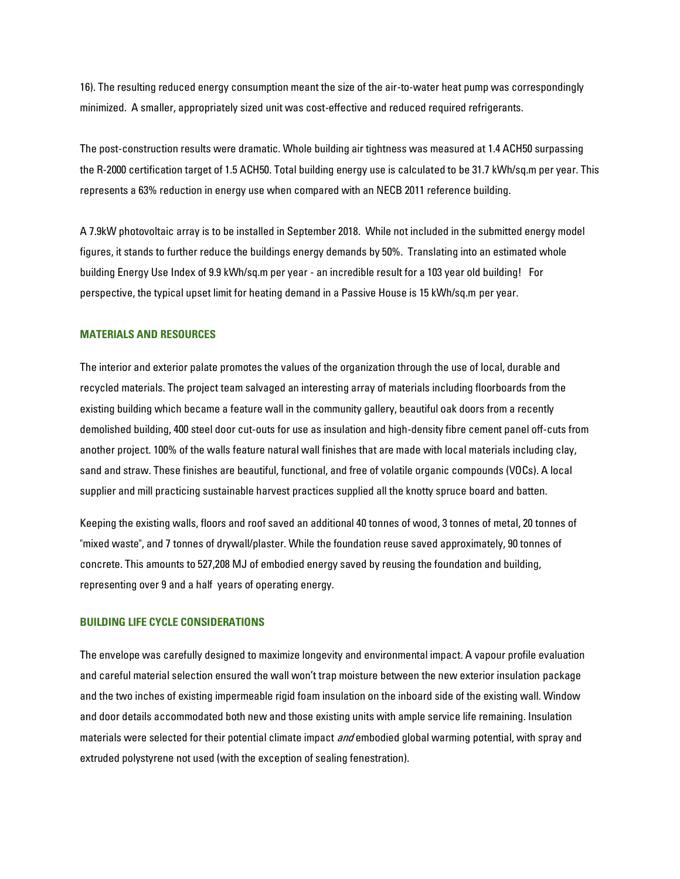16). The resulting reduced energy consumption meant the size of the air-to-water heat pump was correspondingly minimized. A smaller, appropriately sized unit was cost-effective and reduced required refrigerants.

The post-construction results were dramatic. Whole building air tightness was measured at 1.4 ACH50 surpassing the R-2000 certification target of 1.5 ACH50. Total building energy use is calculated to be 31.7 kWh/sq.m per year. This represents a 63% reduction in energy use when compared with an NECB 2011 reference building.

A 7.9kW photovoltaic array is to be installed in September 2018. While not included in the submitted energy model figures, it stands to further reduce the buildings energy demands by 50%. Translating into an estimated whole building Energy Use Index of 9.9 kWh/sq.m per year - an incredible result for a 103 year old building! For perspective, the typical upset limit for heating demand in a Passive House is 15 kWh/sq.m per year.

## MATERIALS AND RESOURCES

The interior and exterior palate promotes the values of the organization through the use of local, durable and recycled materials. The project team salvaged an interesting array of materials including floorboards from the existing building which became a feature wall in the community gallery, beautiful oak doors from a recently demolished building, 400 steel door cut-outs for use as insulation and high-density fibre cement panel off-cuts from another project. 100% of the walls feature natural wall finishes that are made with local materials including clay, sand and straw. These finishes are beautiful, functional, and free of volatile organic compounds (VOCs). A local supplier and mill practicing sustainable harvest practices supplied all the knotty spruce board and batten.

Keeping the existing walls, floors and roof saved an additional 40 tonnes of wood, 3 tonnes of metal, 20 tonnes of "mixed waste", and 7 tonnes of drywall/plaster. While the foundation reuse saved approximately, 90 tonnes of concrete. This amounts to 527,208 MJ of embodied energy saved by reusing the foundation and building, representing over 9 and a half years of operating energy.

## BUILDING LIFE CYCLE CONSIDERATIONS

The envelope was carefully designed to maximize longevity and environmental impact. A vapour profile evaluation and careful material selection ensured the wall won't trap moisture between the new exterior insulation package and the two inches of existing impermeable rigid foam insulation on the inboard side of the existing wall. Window and door details accommodated both new and those existing units with ample service life remaining. Insulation materials were selected for their potential climate impact *and* embodied global warming potential, with spray and extruded polystyrene not used (with the exception of sealing fenestration).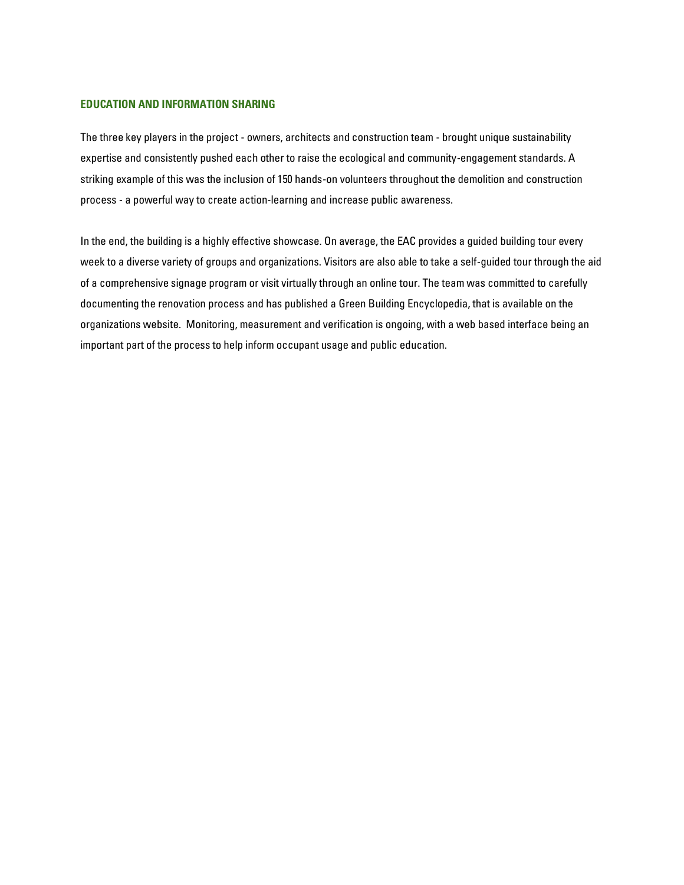## EDUCATION AND INFORMATION SHARING

The three key players in the project - owners, architects and construction team - brought unique sustainability expertise and consistently pushed each other to raise the ecological and community-engagement standards. A striking example of this was the inclusion of 150 hands-on volunteers throughout the demolition and construction process - a powerful way to create action-learning and increase public awareness.

In the end, the building is a highly effective showcase. On average, the EAC provides a guided building tour every week to a diverse variety of groups and organizations. Visitors are also able to take a self-guided tour through the aid of a comprehensive signage program or visit virtually through an online tour. The team was committed to carefully documenting the renovation process and has published a Green Building Encyclopedia, that is available on the organizations website. Monitoring, measurement and verification is ongoing, with a web based interface being an important part of the process to help inform occupant usage and public education.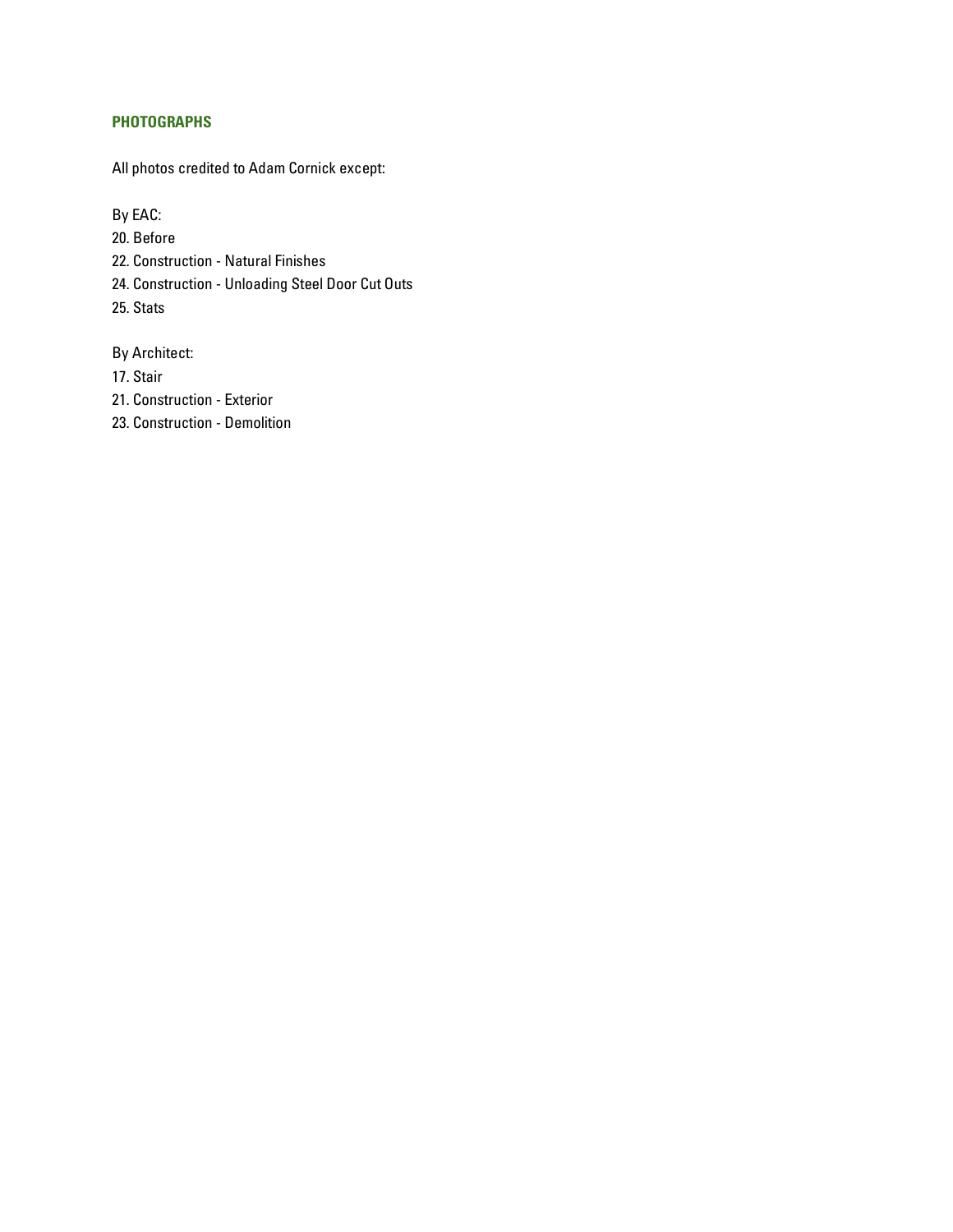## PHOTOGRAPHS

All photos credited to Adam Cornick except:

By EAC:
20. Before
22. Construction - Natural Finishes
24. Construction - Unloading Steel Door Cut Outs
25. Stats

By Architect:
17. Stair
21. Construction - Exterior
23. Construction - Demolition